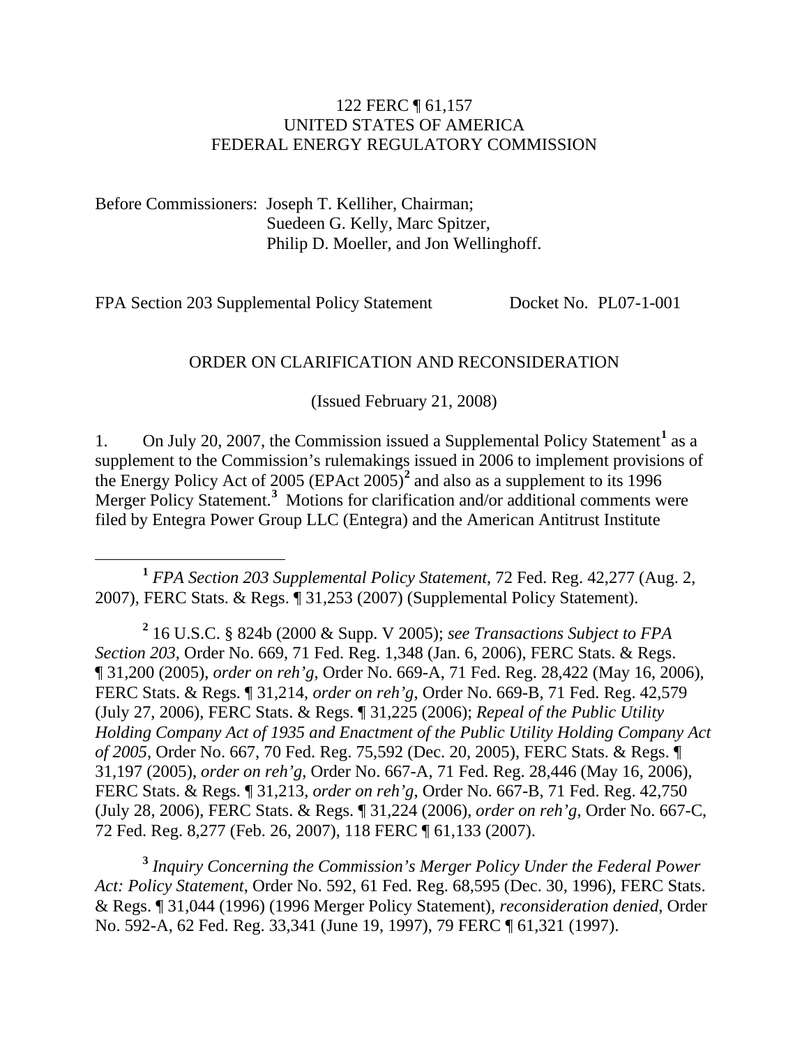122 FERC ¶ 61,157
UNITED STATES OF AMERICA
FEDERAL ENERGY REGULATORY COMMISSION

Before Commissioners: Joseph T. Kelliher, Chairman;
Suedeen G. Kelly, Marc Spitzer,
Philip D. Moeller, and Jon Wellinghoff.

FPA Section 203 Supplemental Policy Statement Docket No. PL07-1-001

ORDER ON CLARIFICATION AND RECONSIDERATION

(Issued February 21, 2008)

1. On July 20, 2007, the Commission issued a Supplemental Policy Statement[1] as a supplement to the Commission's rulemakings issued in 2006 to implement provisions of the Energy Policy Act of 2005 (EPAct 2005)[2] and also as a supplement to its 1996 Merger Policy Statement.[3] Motions for clarification and/or additional comments were filed by Entegra Power Group LLC (Entegra) and the American Antitrust Institute

---

[1] *FPA Section 203 Supplemental Policy Statement*, 72 Fed. Reg. 42,277 (Aug. 2, 2007), FERC Stats. & Regs. ¶ 31,253 (2007) (Supplemental Policy Statement).

[2] 16 U.S.C. § 824b (2000 & Supp. V 2005); *see Transactions Subject to FPA Section 203*, Order No. 669, 71 Fed. Reg. 1,348 (Jan. 6, 2006), FERC Stats. & Regs. ¶ 31,200 (2005), *order on reh'g*, Order No. 669-A, 71 Fed. Reg. 28,422 (May 16, 2006), FERC Stats. & Regs. ¶ 31,214, *order on reh'g*, Order No. 669-B, 71 Fed. Reg. 42,579 (July 27, 2006), FERC Stats. & Regs. ¶ 31,225 (2006); *Repeal of the Public Utility Holding Company Act of 1935 and Enactment of the Public Utility Holding Company Act of 2005*, Order No. 667, 70 Fed. Reg. 75,592 (Dec. 20, 2005), FERC Stats. & Regs. ¶ 31,197 (2005), *order on reh'g*, Order No. 667-A, 71 Fed. Reg. 28,446 (May 16, 2006), FERC Stats. & Regs. ¶ 31,213, *order on reh'g*, Order No. 667-B, 71 Fed. Reg. 42,750 (July 28, 2006), FERC Stats. & Regs. ¶ 31,224 (2006), *order on reh'g*, Order No. 667-C, 72 Fed. Reg. 8,277 (Feb. 26, 2007), 118 FERC ¶ 61,133 (2007).

[3] *Inquiry Concerning the Commission's Merger Policy Under the Federal Power Act: Policy Statement*, Order No. 592, 61 Fed. Reg. 68,595 (Dec. 30, 1996), FERC Stats. & Regs. ¶ 31,044 (1996) (1996 Merger Policy Statement), *reconsideration denied*, Order No. 592-A, 62 Fed. Reg. 33,341 (June 19, 1997), 79 FERC ¶ 61,321 (1997).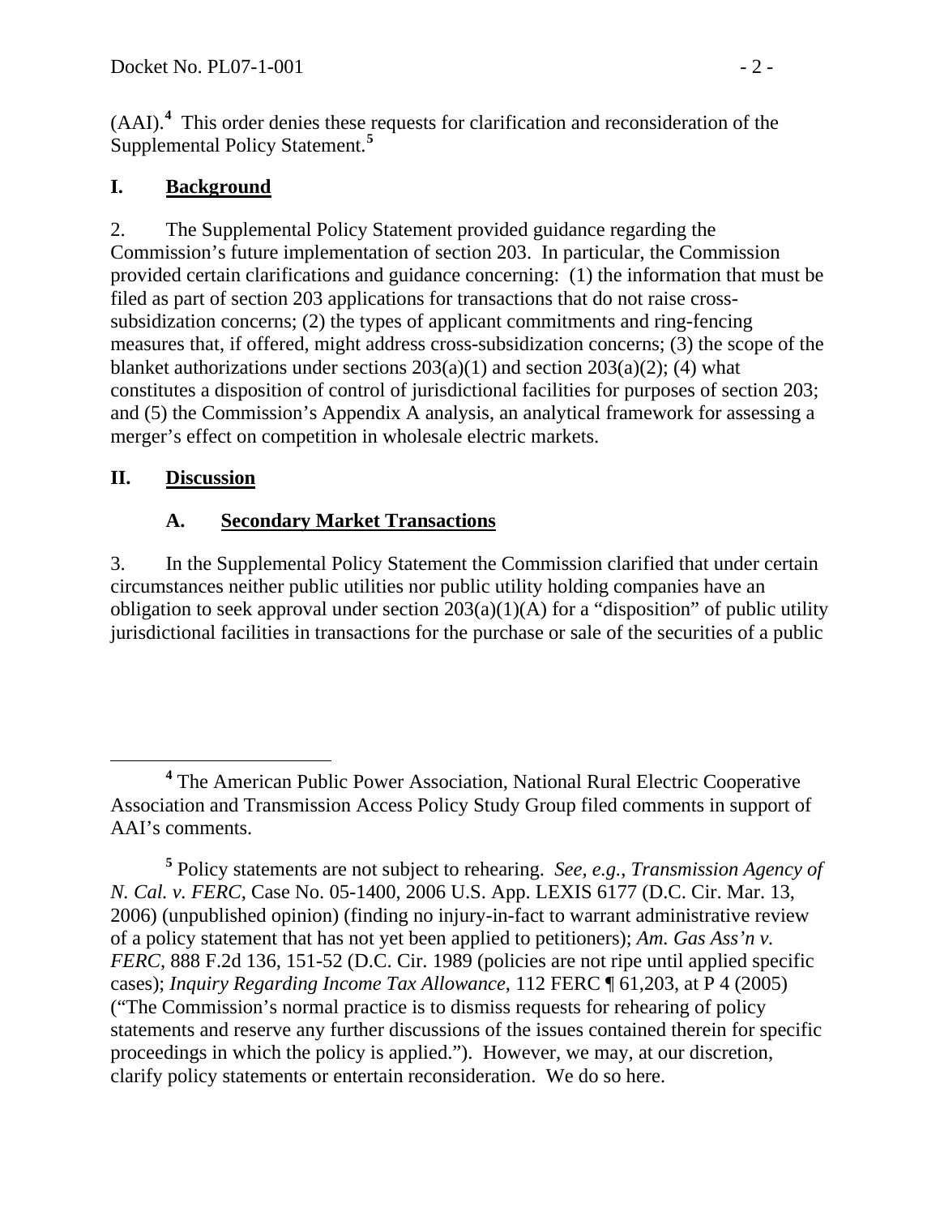(AAI).[4] This order denies these requests for clarification and reconsideration of the Supplemental Policy Statement.[5]

## I. Background

2. The Supplemental Policy Statement provided guidance regarding the Commission's future implementation of section 203. In particular, the Commission provided certain clarifications and guidance concerning: (1) the information that must be filed as part of section 203 applications for transactions that do not raise cross-subsidization concerns; (2) the types of applicant commitments and ring-fencing measures that, if offered, might address cross-subsidization concerns; (3) the scope of the blanket authorizations under sections 203(a)(1) and section 203(a)(2); (4) what constitutes a disposition of control of jurisdictional facilities for purposes of section 203; and (5) the Commission's Appendix A analysis, an analytical framework for assessing a merger's effect on competition in wholesale electric markets.

## II. Discussion

### A. Secondary Market Transactions

3. In the Supplemental Policy Statement the Commission clarified that under certain circumstances neither public utilities nor public utility holding companies have an obligation to seek approval under section 203(a)(1)(A) for a "disposition" of public utility jurisdictional facilities in transactions for the purchase or sale of the securities of a public

---

[4] The American Public Power Association, National Rural Electric Cooperative Association and Transmission Access Policy Study Group filed comments in support of AAI's comments.

[5] Policy statements are not subject to rehearing. *See, e.g.*, *Transmission Agency of N. Cal. v. FERC*, Case No. 05-1400, 2006 U.S. App. LEXIS 6177 (D.C. Cir. Mar. 13, 2006) (unpublished opinion) (finding no injury-in-fact to warrant administrative review of a policy statement that has not yet been applied to petitioners); *Am. Gas Ass'n v. FERC*, 888 F.2d 136, 151-52 (D.C. Cir. 1989 (policies are not ripe until applied specific cases); *Inquiry Regarding Income Tax Allowance*, 112 FERC ¶ 61,203, at P 4 (2005) ("The Commission's normal practice is to dismiss requests for rehearing of policy statements and reserve any further discussions of the issues contained therein for specific proceedings in which the policy is applied."). However, we may, at our discretion, clarify policy statements or entertain reconsideration. We do so here.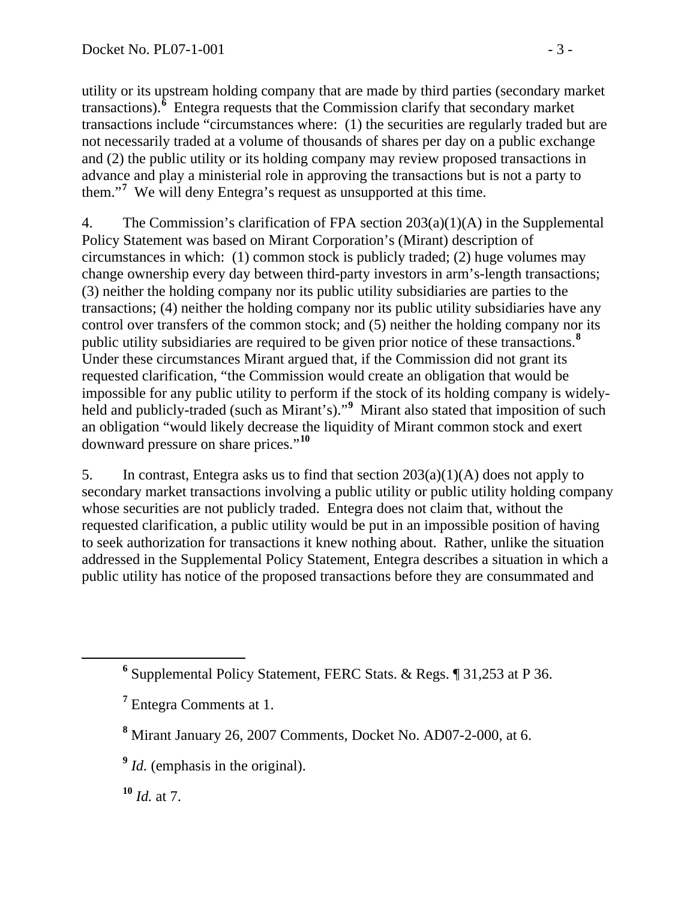utility or its upstream holding company that are made by third parties (secondary market transactions).[6] Entegra requests that the Commission clarify that secondary market transactions include "circumstances where: (1) the securities are regularly traded but are not necessarily traded at a volume of thousands of shares per day on a public exchange and (2) the public utility or its holding company may review proposed transactions in advance and play a ministerial role in approving the transactions but is not a party to them."[7] We will deny Entegra's request as unsupported at this time.

4. The Commission's clarification of FPA section 203(a)(1)(A) in the Supplemental Policy Statement was based on Mirant Corporation's (Mirant) description of circumstances in which: (1) common stock is publicly traded; (2) huge volumes may change ownership every day between third-party investors in arm's-length transactions; (3) neither the holding company nor its public utility subsidiaries are parties to the transactions; (4) neither the holding company nor its public utility subsidiaries have any control over transfers of the common stock; and (5) neither the holding company nor its public utility subsidiaries are required to be given prior notice of these transactions.[8] Under these circumstances Mirant argued that, if the Commission did not grant its requested clarification, "the Commission would create an obligation that would be impossible for any public utility to perform if the stock of its holding company is widely-held and publicly-traded (such as Mirant's)."[9] Mirant also stated that imposition of such an obligation "would likely decrease the liquidity of Mirant common stock and exert downward pressure on share prices."[10]

5. In contrast, Entegra asks us to find that section 203(a)(1)(A) does not apply to secondary market transactions involving a public utility or public utility holding company whose securities are not publicly traded. Entegra does not claim that, without the requested clarification, a public utility would be put in an impossible position of having to seek authorization for transactions it knew nothing about. Rather, unlike the situation addressed in the Supplemental Policy Statement, Entegra describes a situation in which a public utility has notice of the proposed transactions before they are consummated and

---

[6] Supplemental Policy Statement, FERC Stats. & Regs. ¶ 31,253 at P 36.

[7] Entegra Comments at 1.

[8] Mirant January 26, 2007 Comments, Docket No. AD07-2-000, at 6.

[9] *Id.* (emphasis in the original).

[10] *Id.* at 7.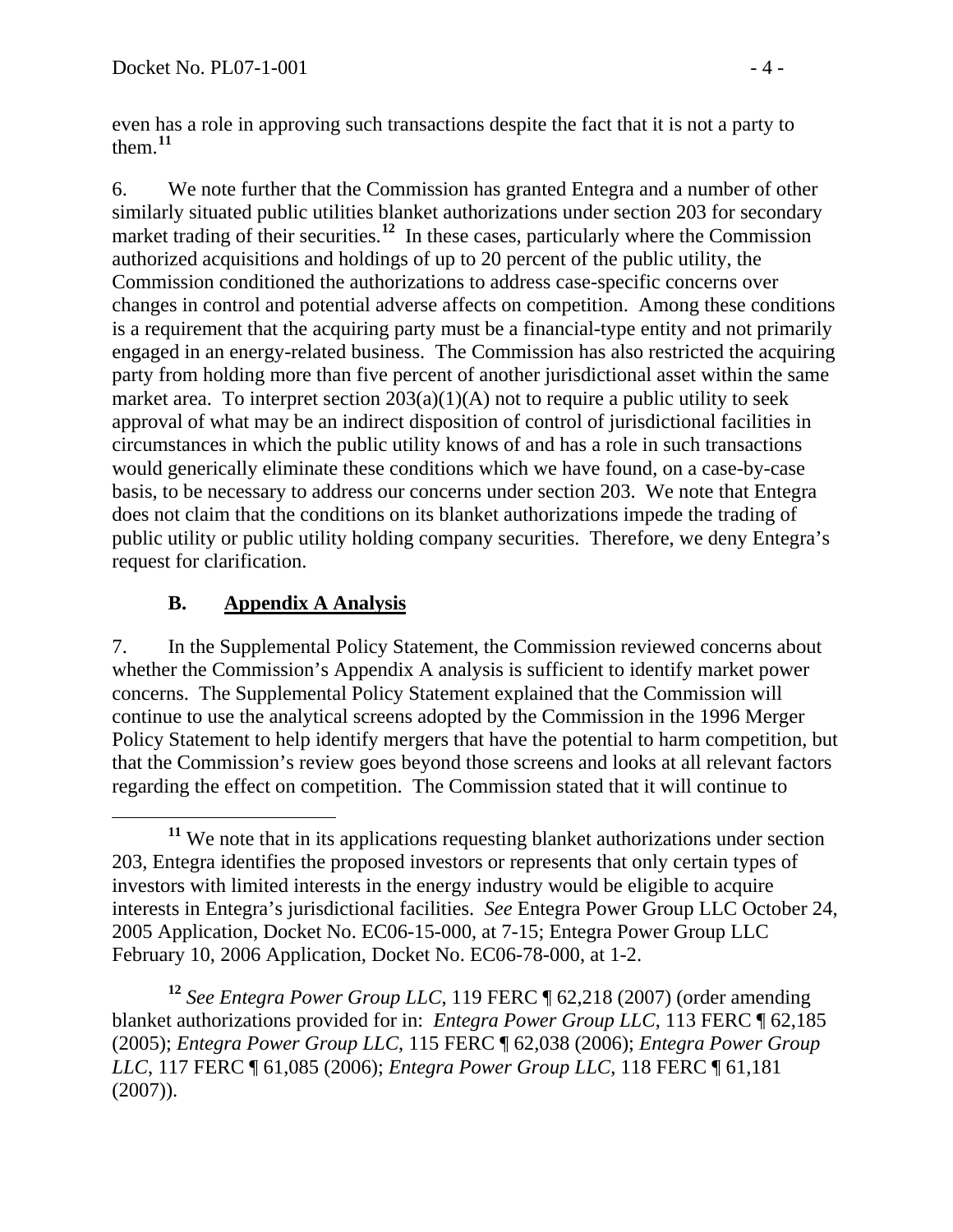even has a role in approving such transactions despite the fact that it is not a party to them.[11]

6. We note further that the Commission has granted Entegra and a number of other similarly situated public utilities blanket authorizations under section 203 for secondary market trading of their securities.[12] In these cases, particularly where the Commission authorized acquisitions and holdings of up to 20 percent of the public utility, the Commission conditioned the authorizations to address case-specific concerns over changes in control and potential adverse affects on competition. Among these conditions is a requirement that the acquiring party must be a financial-type entity and not primarily engaged in an energy-related business. The Commission has also restricted the acquiring party from holding more than five percent of another jurisdictional asset within the same market area. To interpret section 203(a)(1)(A) not to require a public utility to seek approval of what may be an indirect disposition of control of jurisdictional facilities in circumstances in which the public utility knows of and has a role in such transactions would generically eliminate these conditions which we have found, on a case-by-case basis, to be necessary to address our concerns under section 203. We note that Entegra does not claim that the conditions on its blanket authorizations impede the trading of public utility or public utility holding company securities. Therefore, we deny Entegra's request for clarification.

### B. Appendix A Analysis

7. In the Supplemental Policy Statement, the Commission reviewed concerns about whether the Commission's Appendix A analysis is sufficient to identify market power concerns. The Supplemental Policy Statement explained that the Commission will continue to use the analytical screens adopted by the Commission in the 1996 Merger Policy Statement to help identify mergers that have the potential to harm competition, but that the Commission's review goes beyond those screens and looks at all relevant factors regarding the effect on competition. The Commission stated that it will continue to

---

[11] We note that in its applications requesting blanket authorizations under section 203, Entegra identifies the proposed investors or represents that only certain types of investors with limited interests in the energy industry would be eligible to acquire interests in Entegra's jurisdictional facilities. *See* Entegra Power Group LLC October 24, 2005 Application, Docket No. EC06-15-000, at 7-15; Entegra Power Group LLC February 10, 2006 Application, Docket No. EC06-78-000, at 1-2.

[12] *See Entegra Power Group LLC*, 119 FERC ¶ 62,218 (2007) (order amending blanket authorizations provided for in: *Entegra Power Group LLC*, 113 FERC ¶ 62,185 (2005); *Entegra Power Group LLC*, 115 FERC ¶ 62,038 (2006); *Entegra Power Group LLC*, 117 FERC ¶ 61,085 (2006); *Entegra Power Group LLC*, 118 FERC ¶ 61,181 (2007)).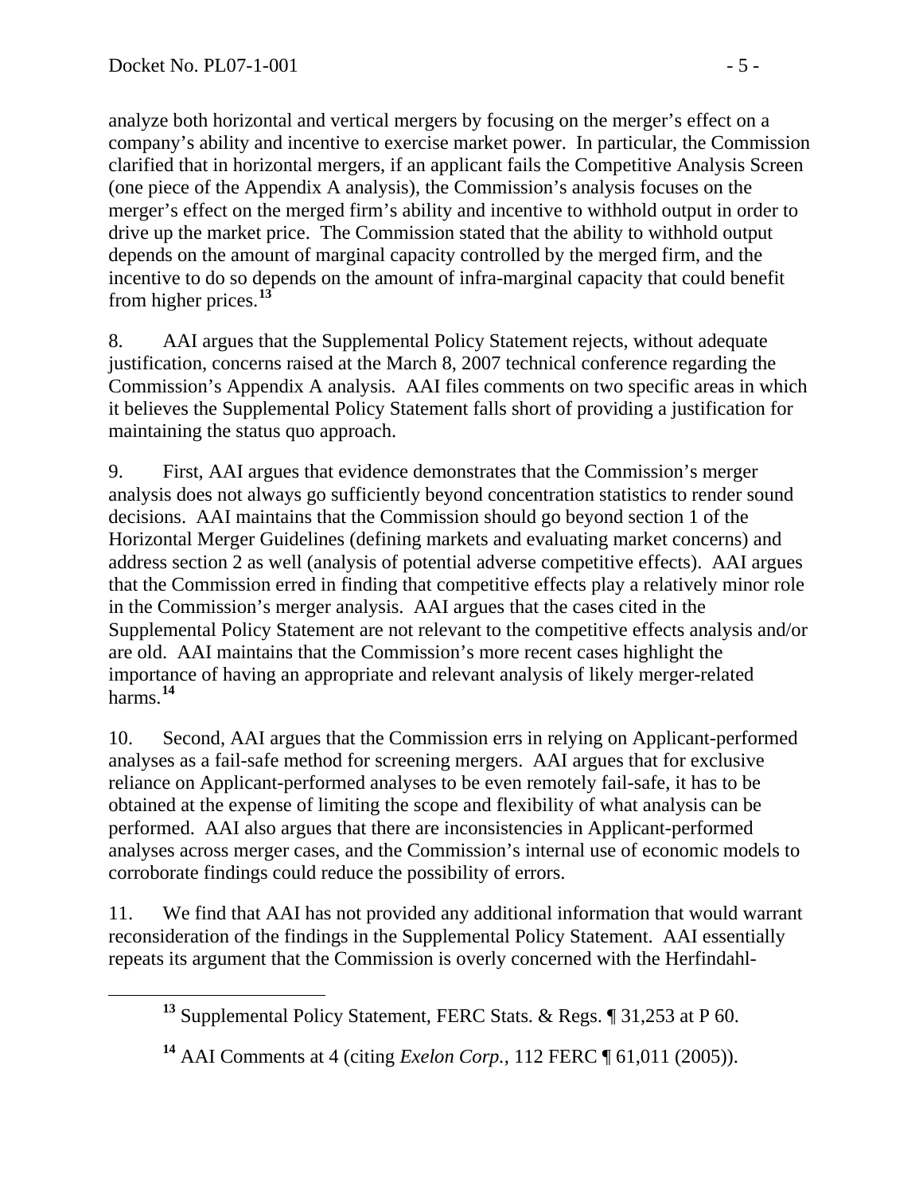analyze both horizontal and vertical mergers by focusing on the merger's effect on a company's ability and incentive to exercise market power. In particular, the Commission clarified that in horizontal mergers, if an applicant fails the Competitive Analysis Screen (one piece of the Appendix A analysis), the Commission's analysis focuses on the merger's effect on the merged firm's ability and incentive to withhold output in order to drive up the market price. The Commission stated that the ability to withhold output depends on the amount of marginal capacity controlled by the merged firm, and the incentive to do so depends on the amount of infra-marginal capacity that could benefit from higher prices.[13]

8. AAI argues that the Supplemental Policy Statement rejects, without adequate justification, concerns raised at the March 8, 2007 technical conference regarding the Commission's Appendix A analysis. AAI files comments on two specific areas in which it believes the Supplemental Policy Statement falls short of providing a justification for maintaining the status quo approach.

9. First, AAI argues that evidence demonstrates that the Commission's merger analysis does not always go sufficiently beyond concentration statistics to render sound decisions. AAI maintains that the Commission should go beyond section 1 of the Horizontal Merger Guidelines (defining markets and evaluating market concerns) and address section 2 as well (analysis of potential adverse competitive effects). AAI argues that the Commission erred in finding that competitive effects play a relatively minor role in the Commission's merger analysis. AAI argues that the cases cited in the Supplemental Policy Statement are not relevant to the competitive effects analysis and/or are old. AAI maintains that the Commission's more recent cases highlight the importance of having an appropriate and relevant analysis of likely merger-related harms.[14]

10. Second, AAI argues that the Commission errs in relying on Applicant-performed analyses as a fail-safe method for screening mergers. AAI argues that for exclusive reliance on Applicant-performed analyses to be even remotely fail-safe, it has to be obtained at the expense of limiting the scope and flexibility of what analysis can be performed. AAI also argues that there are inconsistencies in Applicant-performed analyses across merger cases, and the Commission's internal use of economic models to corroborate findings could reduce the possibility of errors.

11. We find that AAI has not provided any additional information that would warrant reconsideration of the findings in the Supplemental Policy Statement. AAI essentially repeats its argument that the Commission is overly concerned with the Herfindahl-

[13] Supplemental Policy Statement, FERC Stats. & Regs. ¶ 31,253 at P 60.

[14] AAI Comments at 4 (citing *Exelon Corp.*, 112 FERC ¶ 61,011 (2005)).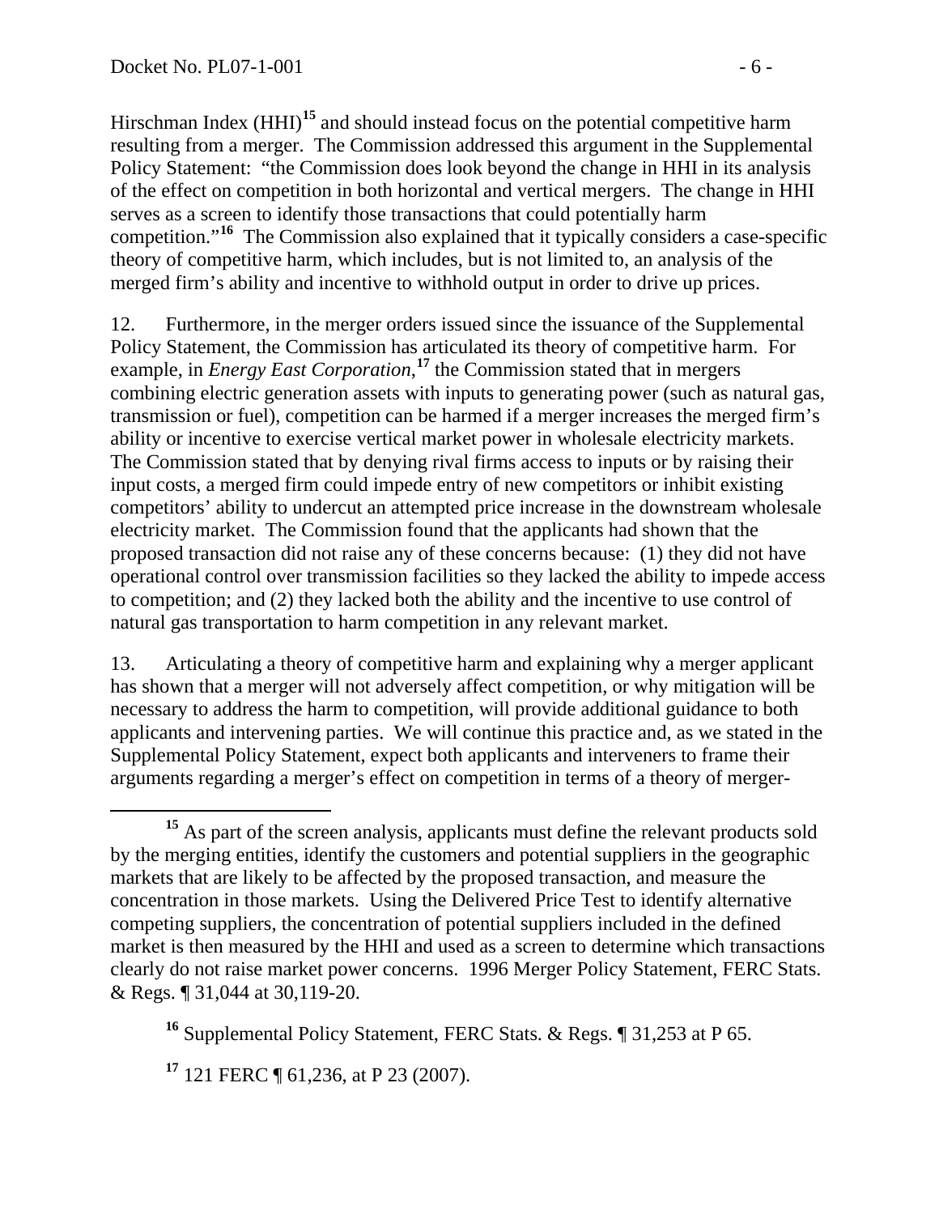Hirschman Index (HHI)[15] and should instead focus on the potential competitive harm resulting from a merger. The Commission addressed this argument in the Supplemental Policy Statement: "the Commission does look beyond the change in HHI in its analysis of the effect on competition in both horizontal and vertical mergers. The change in HHI serves as a screen to identify those transactions that could potentially harm competition."[16] The Commission also explained that it typically considers a case-specific theory of competitive harm, which includes, but is not limited to, an analysis of the merged firm's ability and incentive to withhold output in order to drive up prices.

12. Furthermore, in the merger orders issued since the issuance of the Supplemental Policy Statement, the Commission has articulated its theory of competitive harm. For example, in *Energy East Corporation*,[17] the Commission stated that in mergers combining electric generation assets with inputs to generating power (such as natural gas, transmission or fuel), competition can be harmed if a merger increases the merged firm's ability or incentive to exercise vertical market power in wholesale electricity markets. The Commission stated that by denying rival firms access to inputs or by raising their input costs, a merged firm could impede entry of new competitors or inhibit existing competitors' ability to undercut an attempted price increase in the downstream wholesale electricity market. The Commission found that the applicants had shown that the proposed transaction did not raise any of these concerns because: (1) they did not have operational control over transmission facilities so they lacked the ability to impede access to competition; and (2) they lacked both the ability and the incentive to use control of natural gas transportation to harm competition in any relevant market.

13. Articulating a theory of competitive harm and explaining why a merger applicant has shown that a merger will not adversely affect competition, or why mitigation will be necessary to address the harm to competition, will provide additional guidance to both applicants and intervening parties. We will continue this practice and, as we stated in the Supplemental Policy Statement, expect both applicants and interveners to frame their arguments regarding a merger's effect on competition in terms of a theory of merger-

[15] As part of the screen analysis, applicants must define the relevant products sold by the merging entities, identify the customers and potential suppliers in the geographic markets that are likely to be affected by the proposed transaction, and measure the concentration in those markets. Using the Delivered Price Test to identify alternative competing suppliers, the concentration of potential suppliers included in the defined market is then measured by the HHI and used as a screen to determine which transactions clearly do not raise market power concerns. 1996 Merger Policy Statement, FERC Stats. & Regs. ¶ 31,044 at 30,119-20.

[16] Supplemental Policy Statement, FERC Stats. & Regs. ¶ 31,253 at P 65.

[17] 121 FERC ¶ 61,236, at P 23 (2007).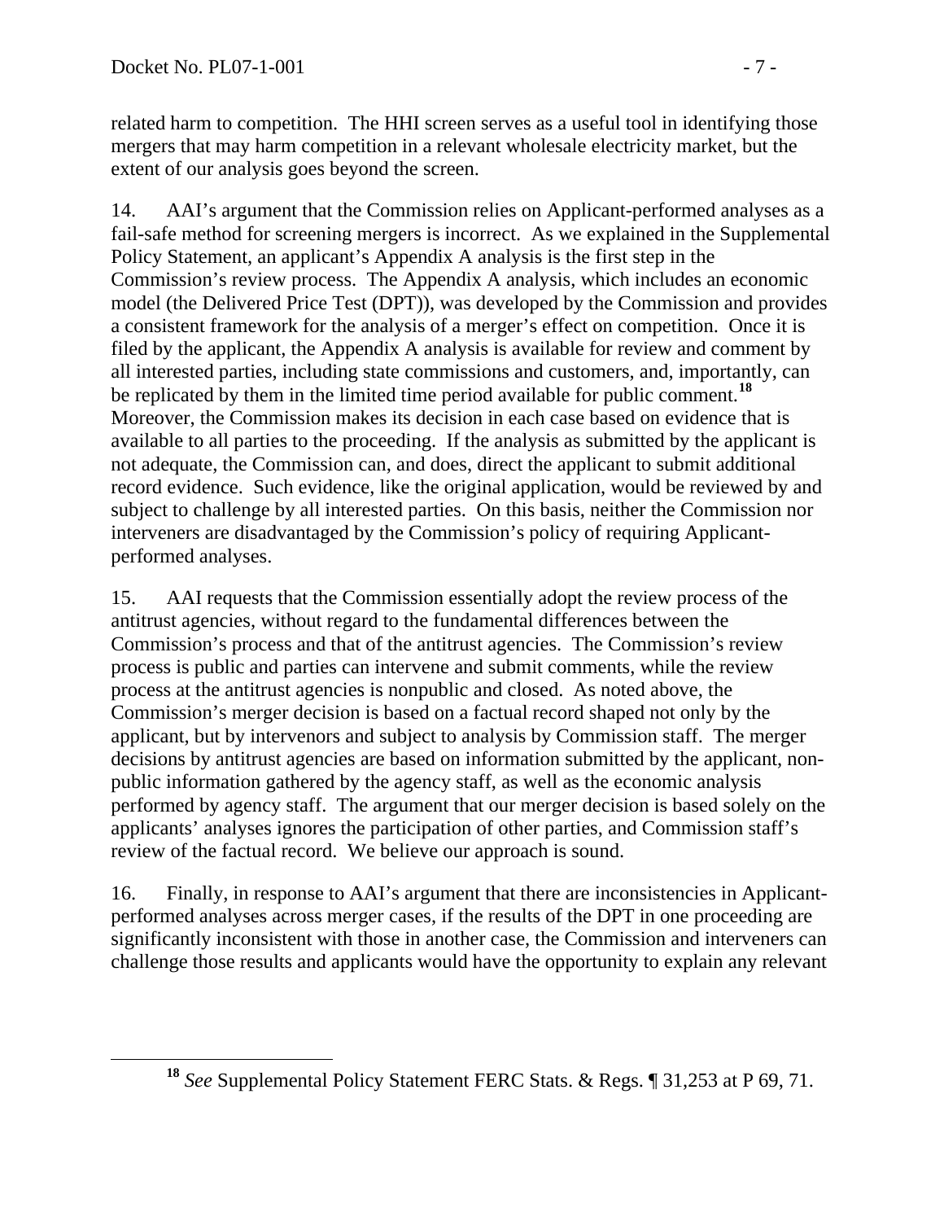related harm to competition. The HHI screen serves as a useful tool in identifying those mergers that may harm competition in a relevant wholesale electricity market, but the extent of our analysis goes beyond the screen.

14. AAI's argument that the Commission relies on Applicant-performed analyses as a fail-safe method for screening mergers is incorrect. As we explained in the Supplemental Policy Statement, an applicant's Appendix A analysis is the first step in the Commission's review process. The Appendix A analysis, which includes an economic model (the Delivered Price Test (DPT)), was developed by the Commission and provides a consistent framework for the analysis of a merger's effect on competition. Once it is filed by the applicant, the Appendix A analysis is available for review and comment by all interested parties, including state commissions and customers, and, importantly, can be replicated by them in the limited time period available for public comment.[18] Moreover, the Commission makes its decision in each case based on evidence that is available to all parties to the proceeding. If the analysis as submitted by the applicant is not adequate, the Commission can, and does, direct the applicant to submit additional record evidence. Such evidence, like the original application, would be reviewed by and subject to challenge by all interested parties. On this basis, neither the Commission nor interveners are disadvantaged by the Commission's policy of requiring Applicant-performed analyses.

15. AAI requests that the Commission essentially adopt the review process of the antitrust agencies, without regard to the fundamental differences between the Commission's process and that of the antitrust agencies. The Commission's review process is public and parties can intervene and submit comments, while the review process at the antitrust agencies is nonpublic and closed. As noted above, the Commission's merger decision is based on a factual record shaped not only by the applicant, but by intervenors and subject to analysis by Commission staff. The merger decisions by antitrust agencies are based on information submitted by the applicant, non-public information gathered by the agency staff, as well as the economic analysis performed by agency staff. The argument that our merger decision is based solely on the applicants' analyses ignores the participation of other parties, and Commission staff's review of the factual record. We believe our approach is sound.

16. Finally, in response to AAI's argument that there are inconsistencies in Applicant-performed analyses across merger cases, if the results of the DPT in one proceeding are significantly inconsistent with those in another case, the Commission and interveners can challenge those results and applicants would have the opportunity to explain any relevant

---

[18] *See* Supplemental Policy Statement FERC Stats. & Regs. ¶ 31,253 at P 69, 71.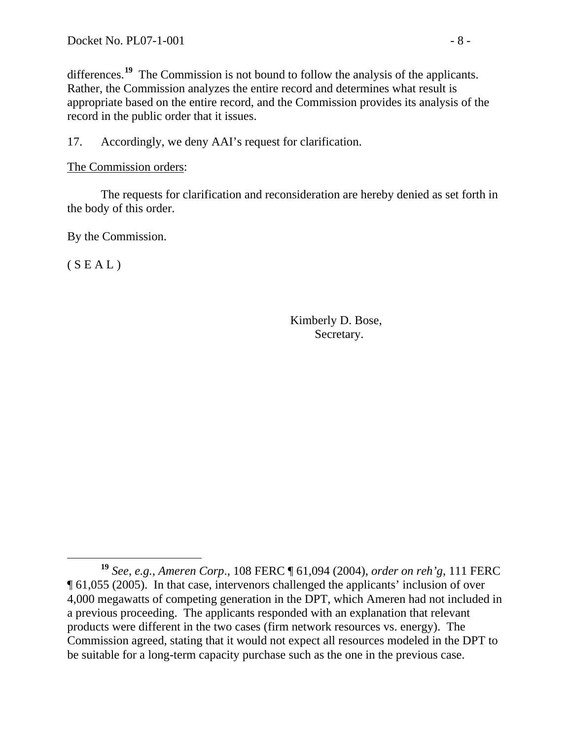differences.[19] The Commission is not bound to follow the analysis of the applicants. Rather, the Commission analyzes the entire record and determines what result is appropriate based on the entire record, and the Commission provides its analysis of the record in the public order that it issues.

17. Accordingly, we deny AAI's request for clarification.

The Commission orders:

The requests for clarification and reconsideration are hereby denied as set forth in the body of this order.

By the Commission.

( S E A L )

Kimberly D. Bose,
Secretary.

---

[19] *See, e.g.*, *Ameren Corp.*, 108 FERC ¶ 61,094 (2004), *order on reh'g*, 111 FERC ¶ 61,055 (2005). In that case, intervenors challenged the applicants' inclusion of over 4,000 megawatts of competing generation in the DPT, which Ameren had not included in a previous proceeding. The applicants responded with an explanation that relevant products were different in the two cases (firm network resources vs. energy). The Commission agreed, stating that it would not expect all resources modeled in the DPT to be suitable for a long-term capacity purchase such as the one in the previous case.